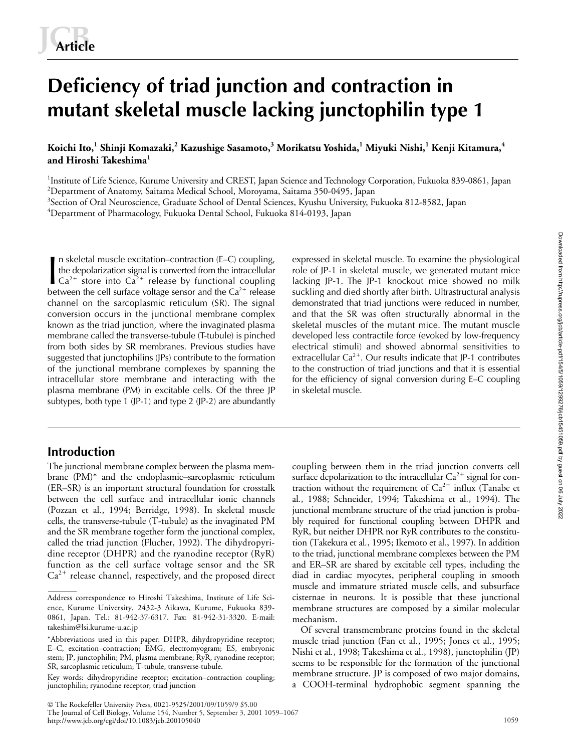Article

# Deficiency of triad junction and contraction in mutant skeletal muscle lacking junctophilin type 1

**Koichi Ito,[1] Shinji Komazaki,[2] Kazushige Sasamoto,[3] Morikatsu Yoshida,[1] Miyuki Nishi,[1] Kenji Kitamura,[4] and Hiroshi Takeshima[1]**

[1]Institute of Life Science, Kurume University and CREST, Japan Science and Technology Corporation, Fukuoka 839-0861, Japan
[2]Department of Anatomy, Saitama Medical School, Moroyama, Saitama 350-0495, Japan
[3]Section of Oral Neuroscience, Graduate School of Dental Sciences, Kyushu University, Fukuoka 812-8582, Japan
[4]Department of Pharmacology, Fukuoka Dental School, Fukuoka 814-0193, Japan

In skeletal muscle excitation–contraction (E–C) coupling, the depolarization signal is converted from the intracellular $Ca^{2+}$ store into $Ca^{2+}$ release by functional coupling between the cell surface voltage sensor and the $Ca^{2+}$ release channel on the sarcoplasmic reticulum (SR). The signal conversion occurs in the junctional membrane complex known as the triad junction, where the invaginated plasma membrane called the transverse-tubule (T-tubule) is pinched from both sides by SR membranes. Previous studies have suggested that junctophilins (JPs) contribute to the formation of the junctional membrane complexes by spanning the intracellular store membrane and interacting with the plasma membrane (PM) in excitable cells. Of the three JP subtypes, both type 1 (JP-1) and type 2 (JP-2) are abundantly expressed in skeletal muscle. To examine the physiological role of JP-1 in skeletal muscle, we generated mutant mice lacking JP-1. The JP-1 knockout mice showed no milk suckling and died shortly after birth. Ultrastructural analysis demonstrated that triad junctions were reduced in number, and that the SR was often structurally abnormal in the skeletal muscles of the mutant mice. The mutant muscle developed less contractile force (evoked by low-frequency electrical stimuli) and showed abnormal sensitivities to extracellular $Ca^{2+}$. Our results indicate that JP-1 contributes to the construction of triad junctions and that it is essential for the efficiency of signal conversion during E–C coupling in skeletal muscle.

## Introduction

The junctional membrane complex between the plasma membrane (PM)* and the endoplasmic–sarcoplasmic reticulum (ER–SR) is an important structural foundation for crosstalk between the cell surface and intracellular ionic channels (Pozzan et al., 1994; Berridge, 1998). In skeletal muscle cells, the transverse-tubule (T-tubule) as the invaginated PM and the SR membrane together form the junctional complex, called the triad junction (Flucher, 1992). The dihydropyridine receptor (DHPR) and the ryanodine receptor (RyR) function as the cell surface voltage sensor and the SR $Ca^{2+}$ release channel, respectively, and the proposed direct coupling between them in the triad junction converts cell surface depolarization to the intracellular $Ca^{2+}$ signal for contraction without the requirement of $Ca^{2+}$ influx (Tanabe et al., 1988; Schneider, 1994; Takeshima et al., 1994). The junctional membrane structure of the triad junction is probably required for functional coupling between DHPR and RyR, but neither DHPR nor RyR contributes to the constitution (Takekura et al., 1995; Ikemoto et al., 1997). In addition to the triad, junctional membrane complexes between the PM and ER–SR are shared by excitable cell types, including the diad in cardiac myocytes, peripheral coupling in smooth muscle and immature striated muscle cells, and subsurface cisternae in neurons. It is possible that these junctional membrane structures are composed by a similar molecular mechanism.

Of several transmembrane proteins found in the skeletal muscle triad junction (Fan et al., 1995; Jones et al., 1995; Nishi et al., 1998; Takeshima et al., 1998), junctophilin (JP) seems to be responsible for the formation of the junctional membrane structure. JP is composed of two major domains, a COOH-terminal hydrophobic segment spanning the

Address correspondence to Hiroshi Takeshima, Institute of Life Science, Kurume University, 2432-3 Aikawa, Kurume, Fukuoka 839-0861, Japan. Tel.: 81-942-37-6317. Fax: 81-942-31-3320. E-mail: takeshim@lsi.kurume-u.ac.jp

*Abbreviations used in this paper: DHPR, dihydropyridine receptor; E–C, excitation–contraction; EMG, electromyogram; ES, embryonic stem; JP, junctophilin; PM, plasma membrane; RyR, ryanodine receptor; SR, sarcoplasmic reticulum; T-tubule, transverse-tubule.

Key words: dihydropyridine receptor; excitation–contraction coupling; junctophilin; ryanodine receptor; triad junction

© The Rockefeller University Press, 0021-9525/2001/09/1059/9 $5.00
The Journal of Cell Biology, Volume 154, Number 5, September 3, 2001 1059–1067
http://www.jcb.org/cgi/doi/10.1083/jcb.200105040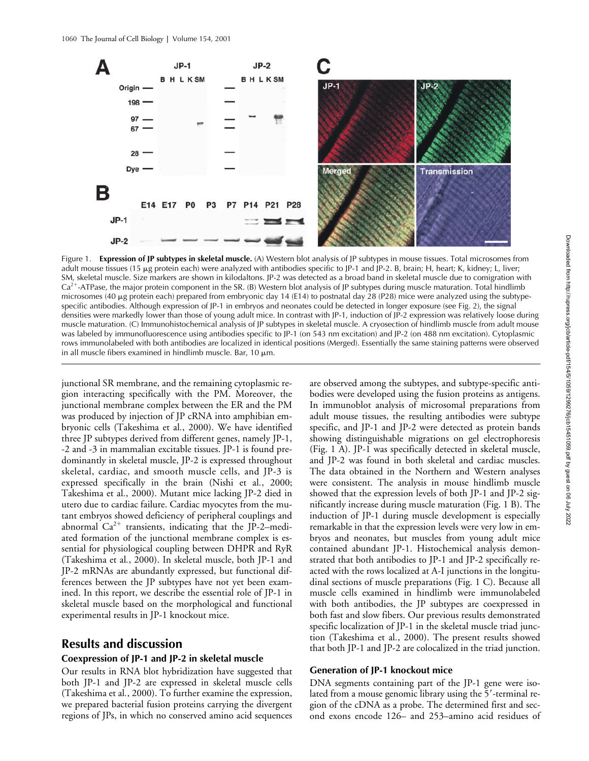Figure 1. **Expression of JP subtypes in skeletal muscle.** (A) Western blot analysis of JP subtypes in mouse tissues. Total microsomes from adult mouse tissues (15 μg protein each) were analyzed with antibodies specific to JP-1 and JP-2. B, brain; H, heart; K, kidney; L, liver; SM, skeletal muscle. Size markers are shown in kilodaltons. JP-2 was detected as a broad band in skeletal muscle due to comigration with $Ca^{2+}$-ATPase, the major protein component in the SR. (B) Western blot analysis of JP subtypes during muscle maturation. Total hindlimb microsomes (40 μg protein each) prepared from embryonic day 14 (E14) to postnatal day 28 (P28) mice were analyzed using the subtype-specific antibodies. Although expression of JP-1 in embryos and neonates could be detected in longer exposure (see Fig. 2), the signal densities were markedly lower than those of young adult mice. In contrast with JP-1, induction of JP-2 expression was relatively loose during muscle maturation. (C) Immunohistochemical analysis of JP subtypes in skeletal muscle. A cryosection of hindlimb muscle from adult mouse was labeled by immunofluorescence using antibodies specific to JP-1 (on 543 nm excitation) and JP-2 (on 488 nm excitation). Cytoplasmic rows immunolabeled with both antibodies are localized in identical positions (Merged). Essentially the same staining patterns were observed in all muscle fibers examined in hindlimb muscle. Bar, 10 μm.

junctional SR membrane, and the remaining cytoplasmic region interacting specifically with the PM. Moreover, the junctional membrane complex between the ER and the PM was produced by injection of JP cRNA into amphibian embryonic cells (Takeshima et al., 2000). We have identified three JP subtypes derived from different genes, namely JP-1, -2 and -3 in mammalian excitable tissues. JP-1 is found predominantly in skeletal muscle, JP-2 is expressed throughout skeletal, cardiac, and smooth muscle cells, and JP-3 is expressed specifically in the brain (Nishi et al., 2000; Takeshima et al., 2000). Mutant mice lacking JP-2 died in utero due to cardiac failure. Cardiac myocytes from the mutant embryos showed deficiency of peripheral couplings and abnormal $Ca^{2+}$ transients, indicating that the JP-2–mediated formation of the junctional membrane complex is essential for physiological coupling between DHPR and RyR (Takeshima et al., 2000). In skeletal muscle, both JP-1 and JP-2 mRNAs are abundantly expressed, but functional differences between the JP subtypes have not yet been examined. In this report, we describe the essential role of JP-1 in skeletal muscle based on the morphological and functional experimental results in JP-1 knockout mice.

## Results and discussion

### Coexpression of JP-1 and JP-2 in skeletal muscle

Our results in RNA blot hybridization have suggested that both JP-1 and JP-2 are expressed in skeletal muscle cells (Takeshima et al., 2000). To further examine the expression, we prepared bacterial fusion proteins carrying the divergent regions of JPs, in which no conserved amino acid sequences are observed among the subtypes, and subtype-specific antibodies were developed using the fusion proteins as antigens. In immunoblot analysis of microsomal preparations from adult mouse tissues, the resulting antibodies were subtype specific, and JP-1 and JP-2 were detected as protein bands showing distinguishable migrations on gel electrophoresis (Fig. 1 A). JP-1 was specifically detected in skeletal muscle, and JP-2 was found in both skeletal and cardiac muscles. The data obtained in the Northern and Western analyses were consistent. The analysis in mouse hindlimb muscle showed that the expression levels of both JP-1 and JP-2 significantly increase during muscle maturation (Fig. 1 B). The induction of JP-1 during muscle development is especially remarkable in that the expression levels were very low in embryos and neonates, but muscles from young adult mice contained abundant JP-1. Histochemical analysis demonstrated that both antibodies to JP-1 and JP-2 specifically reacted with the rows localized at A-I junctions in the longitudinal sections of muscle preparations (Fig. 1 C). Because all muscle cells examined in hindlimb were immunolabeled with both antibodies, the JP subtypes are coexpressed in both fast and slow fibers. Our previous results demonstrated specific localization of JP-1 in the skeletal muscle triad junction (Takeshima et al., 2000). The present results showed that both JP-1 and JP-2 are colocalized in the triad junction.

### Generation of JP-1 knockout mice

DNA segments containing part of the JP-1 gene were isolated from a mouse genomic library using the 5′-terminal region of the cDNA as a probe. The determined first and second exons encode 126– and 253–amino acid residues of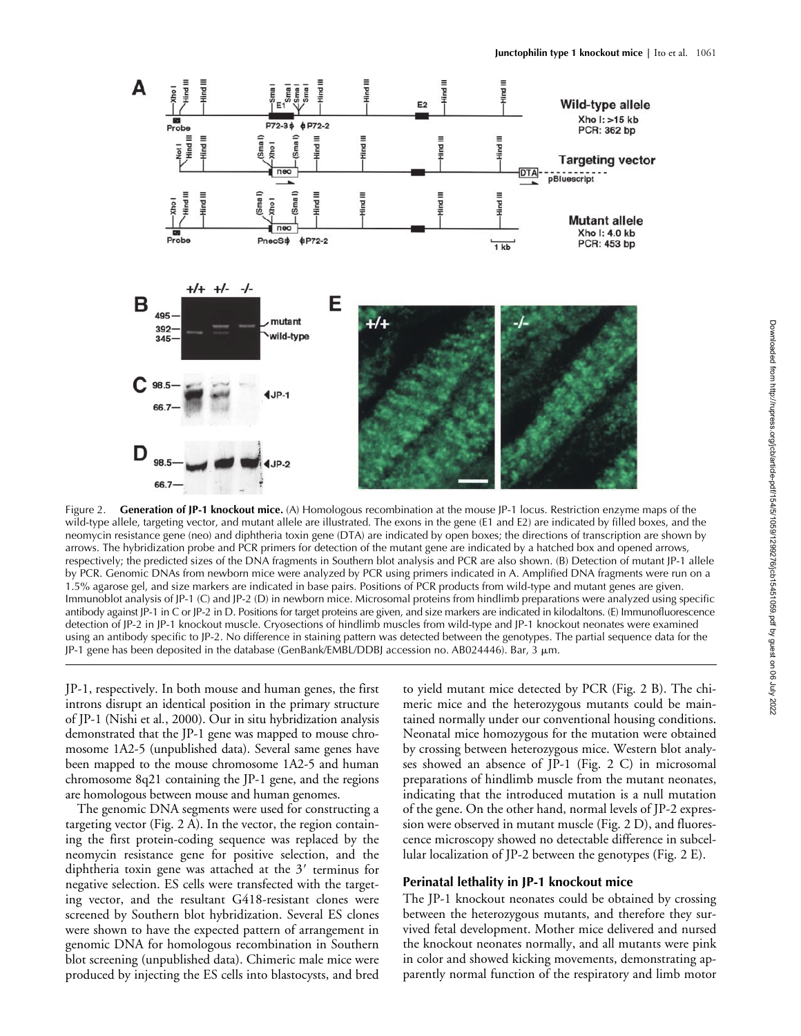Figure 2. **Generation of JP-1 knockout mice.** (A) Homologous recombination at the mouse JP-1 locus. Restriction enzyme maps of the wild-type allele, targeting vector, and mutant allele are illustrated. The exons in the gene (E1 and E2) are indicated by filled boxes, and the neomycin resistance gene (neo) and diphtheria toxin gene (DTA) are indicated by open boxes; the directions of transcription are shown by arrows. The hybridization probe and PCR primers for detection of the mutant gene are indicated by a hatched box and opened arrows, respectively; the predicted sizes of the DNA fragments in Southern blot analysis and PCR are also shown. (B) Detection of mutant JP-1 allele by PCR. Genomic DNAs from newborn mice were analyzed by PCR using primers indicated in A. Amplified DNA fragments were run on a 1.5% agarose gel, and size markers are indicated in base pairs. Positions of PCR products from wild-type and mutant genes are given. Immunoblot analysis of JP-1 (C) and JP-2 (D) in newborn mice. Microsomal proteins from hindlimb preparations were analyzed using specific antibody against JP-1 in C or JP-2 in D. Positions for target proteins are given, and size markers are indicated in kilodaltons. (E) Immunofluorescence detection of JP-2 in JP-1 knockout muscle. Cryosections of hindlimb muscles from wild-type and JP-1 knockout neonates were examined using an antibody specific to JP-2. No difference in staining pattern was detected between the genotypes. The partial sequence data for the JP-1 gene has been deposited in the database (GenBank/EMBL/DDBJ accession no. AB024446). Bar, 3 μm.

JP-1, respectively. In both mouse and human genes, the first introns disrupt an identical position in the primary structure of JP-1 (Nishi et al., 2000). Our in situ hybridization analysis demonstrated that the JP-1 gene was mapped to mouse chromosome 1A2-5 (unpublished data). Several same genes have been mapped to the mouse chromosome 1A2-5 and human chromosome 8q21 containing the JP-1 gene, and the regions are homologous between mouse and human genomes.

The genomic DNA segments were used for constructing a targeting vector (Fig. 2 A). In the vector, the region containing the first protein-coding sequence was replaced by the neomycin resistance gene for positive selection, and the diphtheria toxin gene was attached at the 3′ terminus for negative selection. ES cells were transfected with the targeting vector, and the resultant G418-resistant clones were screened by Southern blot hybridization. Several ES clones were shown to have the expected pattern of arrangement in genomic DNA for homologous recombination in Southern blot screening (unpublished data). Chimeric male mice were produced by injecting the ES cells into blastocysts, and bred to yield mutant mice detected by PCR (Fig. 2 B). The chimeric mice and the heterozygous mutants could be maintained normally under our conventional housing conditions. Neonatal mice homozygous for the mutation were obtained by crossing between heterozygous mice. Western blot analyses showed an absence of JP-1 (Fig. 2 C) in microsomal preparations of hindlimb muscle from the mutant neonates, indicating that the introduced mutation is a null mutation of the gene. On the other hand, normal levels of JP-2 expression were observed in mutant muscle (Fig. 2 D), and fluorescence microscopy showed no detectable difference in subcellular localization of JP-2 between the genotypes (Fig. 2 E).

### Perinatal lethality in JP-1 knockout mice

The JP-1 knockout neonates could be obtained by crossing between the heterozygous mutants, and therefore they survived fetal development. Mother mice delivered and nursed the knockout neonates normally, and all mutants were pink in color and showed kicking movements, demonstrating apparently normal function of the respiratory and limb motor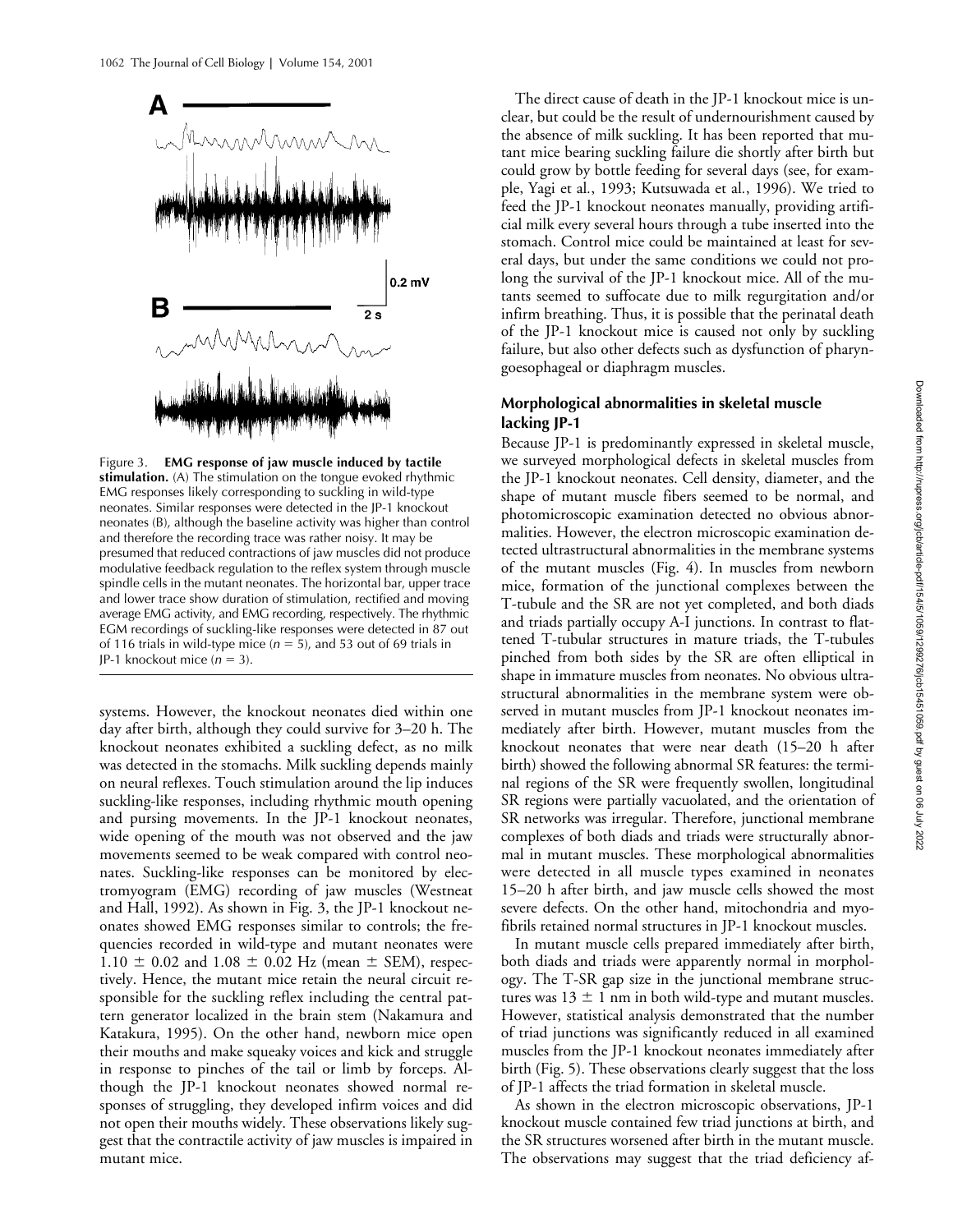Figure 3. **EMG response of jaw muscle induced by tactile stimulation.** (A) The stimulation on the tongue evoked rhythmic EMG responses likely corresponding to suckling in wild-type neonates. Similar responses were detected in the JP-1 knockout neonates (B), although the baseline activity was higher than control and therefore the recording trace was rather noisy. It may be presumed that reduced contractions of jaw muscles did not produce modulative feedback regulation to the reflex system through muscle spindle cells in the mutant neonates. The horizontal bar, upper trace and lower trace show duration of stimulation, rectified and moving average EMG activity, and EMG recording, respectively. The rhythmic EGM recordings of suckling-like responses were detected in 87 out of 116 trials in wild-type mice ($n = 5$), and 53 out of 69 trials in JP-1 knockout mice ($n = 3$).

systems. However, the knockout neonates died within one day after birth, although they could survive for 3–20 h. The knockout neonates exhibited a suckling defect, as no milk was detected in the stomachs. Milk suckling depends mainly on neural reflexes. Touch stimulation around the lip induces suckling-like responses, including rhythmic mouth opening and pursing movements. In the JP-1 knockout neonates, wide opening of the mouth was not observed and the jaw movements seemed to be weak compared with control neonates. Suckling-like responses can be monitored by electromyogram (EMG) recording of jaw muscles (Westneat and Hall, 1992). As shown in Fig. 3, the JP-1 knockout neonates showed EMG responses similar to controls; the frequencies recorded in wild-type and mutant neonates were $1.10 \pm 0.02$ and $1.08 \pm 0.02$ Hz (mean $\pm$ SEM), respectively. Hence, the mutant mice retain the neural circuit responsible for the suckling reflex including the central pattern generator localized in the brain stem (Nakamura and Katakura, 1995). On the other hand, newborn mice open their mouths and make squeaky voices and kick and struggle in response to pinches of the tail or limb by forceps. Although the JP-1 knockout neonates showed normal responses of struggling, they developed infirm voices and did not open their mouths widely. These observations likely suggest that the contractile activity of jaw muscles is impaired in mutant mice.

The direct cause of death in the JP-1 knockout mice is unclear, but could be the result of undernourishment caused by the absence of milk suckling. It has been reported that mutant mice bearing suckling failure die shortly after birth but could grow by bottle feeding for several days (see, for example, Yagi et al., 1993; Kutsuwada et al., 1996). We tried to feed the JP-1 knockout neonates manually, providing artificial milk every several hours through a tube inserted into the stomach. Control mice could be maintained at least for several days, but under the same conditions we could not prolong the survival of the JP-1 knockout mice. All of the mutants seemed to suffocate due to milk regurgitation and/or infirm breathing. Thus, it is possible that the perinatal death of the JP-1 knockout mice is caused not only by suckling failure, but also other defects such as dysfunction of pharyngoesophageal or diaphragm muscles.

## Morphological abnormalities in skeletal muscle lacking JP-1

Because JP-1 is predominantly expressed in skeletal muscle, we surveyed morphological defects in skeletal muscles from the JP-1 knockout neonates. Cell density, diameter, and the shape of mutant muscle fibers seemed to be normal, and photomicroscopic examination detected no obvious abnormalities. However, the electron microscopic examination detected ultrastructural abnormalities in the membrane systems of the mutant muscles (Fig. 4). In muscles from newborn mice, formation of the junctional complexes between the T-tubule and the SR are not yet completed, and both diads and triads partially occupy A-I junctions. In contrast to flattened T-tubular structures in mature triads, the T-tubules pinched from both sides by the SR are often elliptical in shape in immature muscles from neonates. No obvious ultrastructural abnormalities in the membrane system were observed in mutant muscles from JP-1 knockout neonates immediately after birth. However, mutant muscles from the knockout neonates that were near death (15–20 h after birth) showed the following abnormal SR features: the terminal regions of the SR were frequently swollen, longitudinal SR regions were partially vacuolated, and the orientation of SR networks was irregular. Therefore, junctional membrane complexes of both diads and triads were structurally abnormal in mutant muscles. These morphological abnormalities were detected in all muscle types examined in neonates 15–20 h after birth, and jaw muscle cells showed the most severe defects. On the other hand, mitochondria and myofibrils retained normal structures in JP-1 knockout muscles.

In mutant muscle cells prepared immediately after birth, both diads and triads were apparently normal in morphology. The T-SR gap size in the junctional membrane structures was $13 \pm 1$ nm in both wild-type and mutant muscles. However, statistical analysis demonstrated that the number of triad junctions was significantly reduced in all examined muscles from the JP-1 knockout neonates immediately after birth (Fig. 5). These observations clearly suggest that the loss of JP-1 affects the triad formation in skeletal muscle.

As shown in the electron microscopic observations, JP-1 knockout muscle contained few triad junctions at birth, and the SR structures worsened after birth in the mutant muscle. The observations may suggest that the triad deficiency af-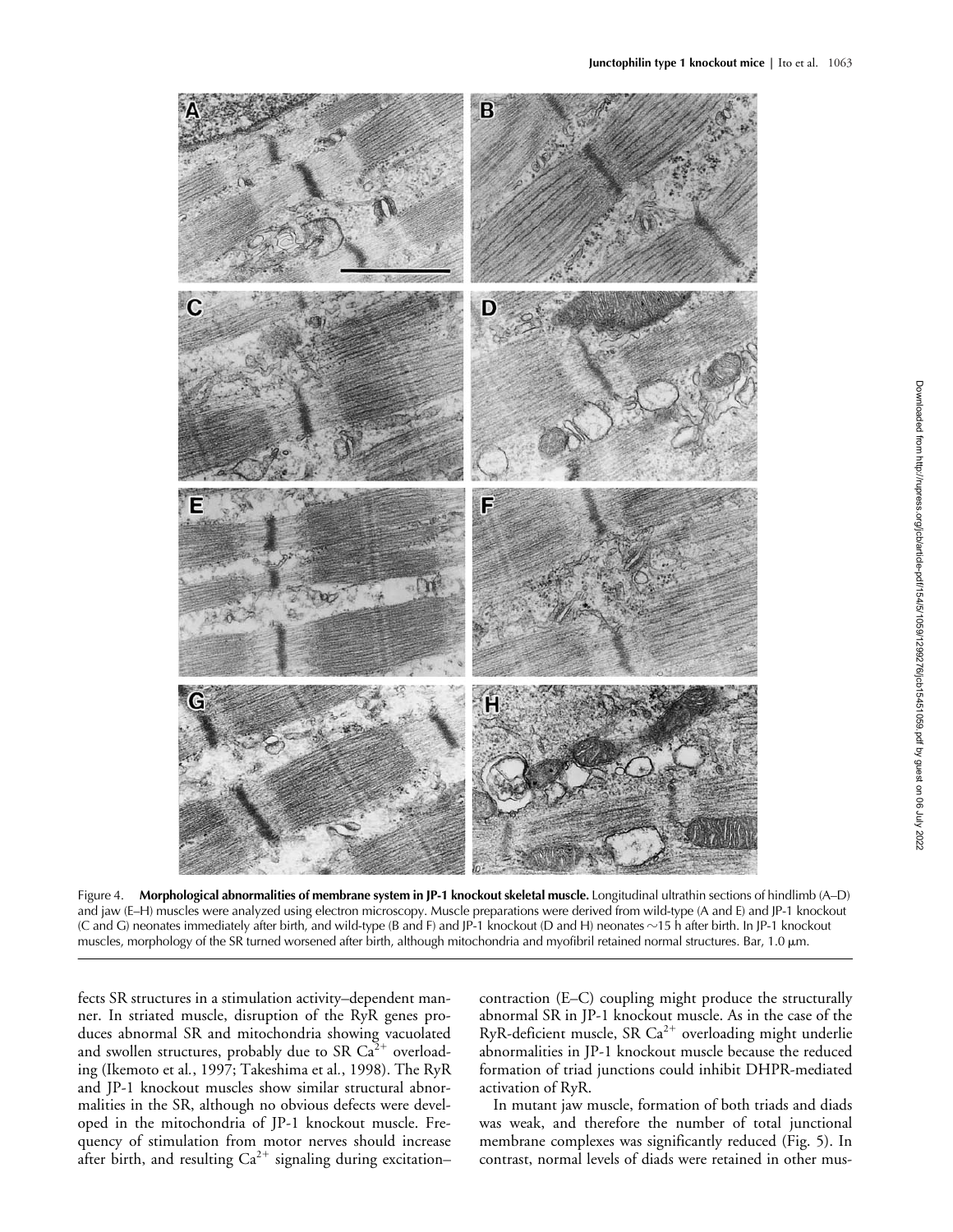Figure 4. **Morphological abnormalities of membrane system in JP-1 knockout skeletal muscle.** Longitudinal ultrathin sections of hindlimb (A–D) and jaw (E–H) muscles were analyzed using electron microscopy. Muscle preparations were derived from wild-type (A and E) and JP-1 knockout (C and G) neonates immediately after birth, and wild-type (B and F) and JP-1 knockout (D and H) neonates ~15 h after birth. In JP-1 knockout muscles, morphology of the SR turned worsened after birth, although mitochondria and myofibril retained normal structures. Bar, 1.0 μm.

fects SR structures in a stimulation activity–dependent manner. In striated muscle, disruption of the RyR genes produces abnormal SR and mitochondria showing vacuolated and swollen structures, probably due to SR $Ca^{2+}$ overloading (Ikemoto et al., 1997; Takeshima et al., 1998). The RyR and JP-1 knockout muscles show similar structural abnormalities in the SR, although no obvious defects were developed in the mitochondria of JP-1 knockout muscle. Frequency of stimulation from motor nerves should increase after birth, and resulting $Ca^{2+}$ signaling during excitation–contraction (E–C) coupling might produce the structurally abnormal SR in JP-1 knockout muscle. As in the case of the RyR-deficient muscle, SR $Ca^{2+}$ overloading might underlie abnormalities in JP-1 knockout muscle because the reduced formation of triad junctions could inhibit DHPR-mediated activation of RyR.

In mutant jaw muscle, formation of both triads and diads was weak, and therefore the number of total junctional membrane complexes was significantly reduced (Fig. 5). In contrast, normal levels of diads were retained in other mus-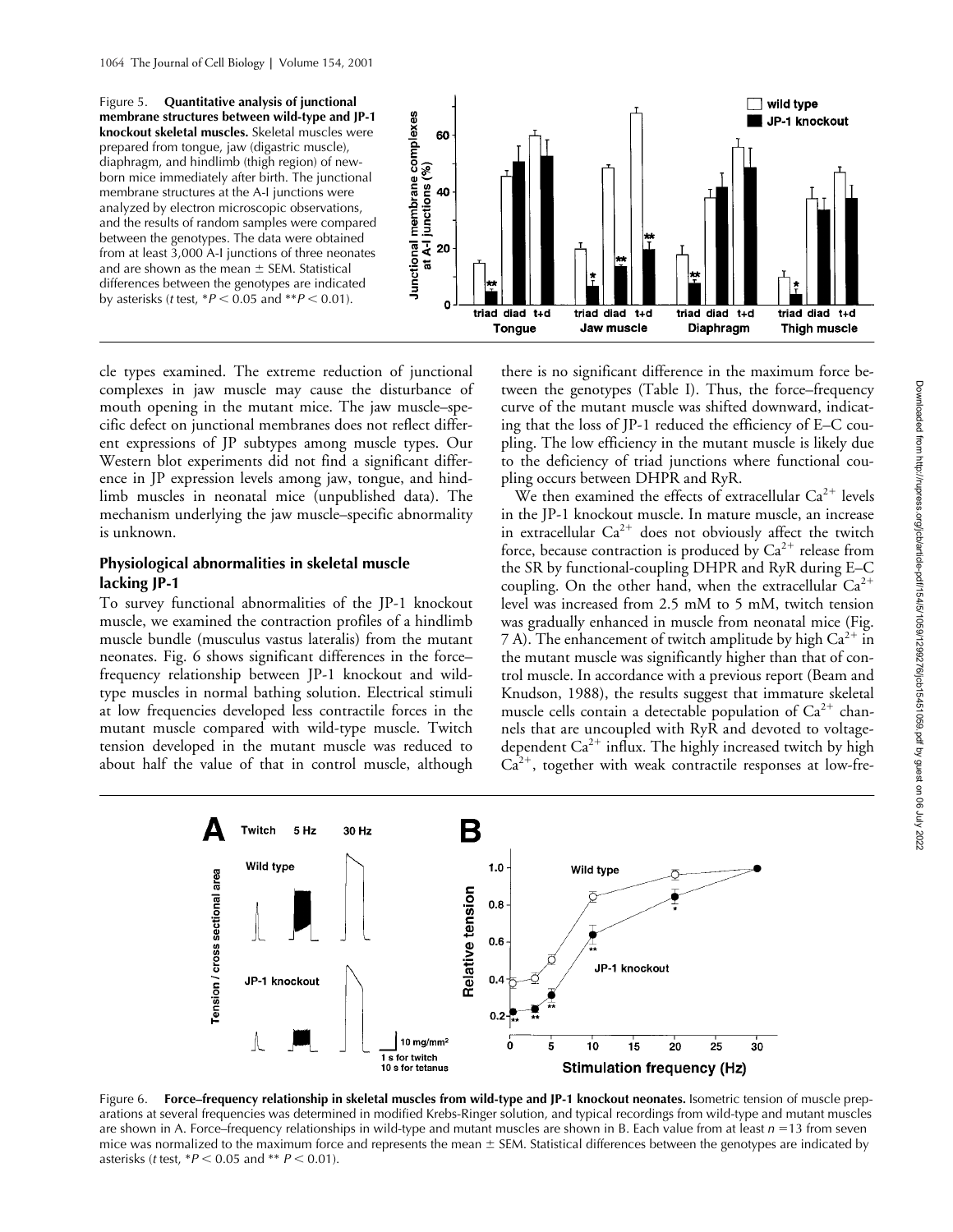Figure 5. **Quantitative analysis of junctional membrane structures between wild-type and JP-1 knockout skeletal muscles.** Skeletal muscles were prepared from tongue, jaw (digastric muscle), diaphragm, and hindlimb (thigh region) of newborn mice immediately after birth. The junctional membrane structures at the A-I junctions were analyzed by electron microscopic observations, and the results of random samples were compared between the genotypes. The data were obtained from at least 3,000 A-I junctions of three neonates and are shown as the mean ± SEM. Statistical differences between the genotypes are indicated by asterisks (*t* test, *$P < 0.05$ and **$P < 0.01$).

cle types examined. The extreme reduction of junctional complexes in jaw muscle may cause the disturbance of mouth opening in the mutant mice. The jaw muscle–specific defect on junctional membranes does not reflect different expressions of JP subtypes among muscle types. Our Western blot experiments did not find a significant difference in JP expression levels among jaw, tongue, and hindlimb muscles in neonatal mice (unpublished data). The mechanism underlying the jaw muscle–specific abnormality is unknown.

## Physiological abnormalities in skeletal muscle lacking JP-1

To survey functional abnormalities of the JP-1 knockout muscle, we examined the contraction profiles of a hindlimb muscle bundle (musculus vastus lateralis) from the mutant neonates. Fig. 6 shows significant differences in the force–frequency relationship between JP-1 knockout and wild-type muscles in normal bathing solution. Electrical stimuli at low frequencies developed less contractile forces in the mutant muscle compared with wild-type muscle. Twitch tension developed in the mutant muscle was reduced to about half the value of that in control muscle, although there is no significant difference in the maximum force between the genotypes (Table I). Thus, the force–frequency curve of the mutant muscle was shifted downward, indicating that the loss of JP-1 reduced the efficiency of E–C coupling. The low efficiency in the mutant muscle is likely due to the deficiency of triad junctions where functional coupling occurs between DHPR and RyR.

We then examined the effects of extracellular $Ca^{2+}$ levels in the JP-1 knockout muscle. In mature muscle, an increase in extracellular $Ca^{2+}$ does not obviously affect the twitch force, because contraction is produced by $Ca^{2+}$ release from the SR by functional-coupling DHPR and RyR during E–C coupling. On the other hand, when the extracellular $Ca^{2+}$ level was increased from 2.5 mM to 5 mM, twitch tension was gradually enhanced in muscle from neonatal mice (Fig. 7 A). The enhancement of twitch amplitude by high $Ca^{2+}$ in the mutant muscle was significantly higher than that of control muscle. In accordance with a previous report (Beam and Knudson, 1988), the results suggest that immature skeletal muscle cells contain a detectable population of $Ca^{2+}$ channels that are uncoupled with RyR and devoted to voltage-dependent $Ca^{2+}$ influx. The highly increased twitch by high $Ca^{2+}$, together with weak contractile responses at low-fre-

Figure 6. **Force–frequency relationship in skeletal muscles from wild-type and JP-1 knockout neonates.** Isometric tension of muscle preparations at several frequencies was determined in modified Krebs-Ringer solution, and typical recordings from wild-type and mutant muscles are shown in A. Force–frequency relationships in wild-type and mutant muscles are shown in B. Each value from at least $n = 13$ from seven mice was normalized to the maximum force and represents the mean ± SEM. Statistical differences between the genotypes are indicated by asterisks (*t* test, *$P < 0.05$ and ** $P < 0.01$).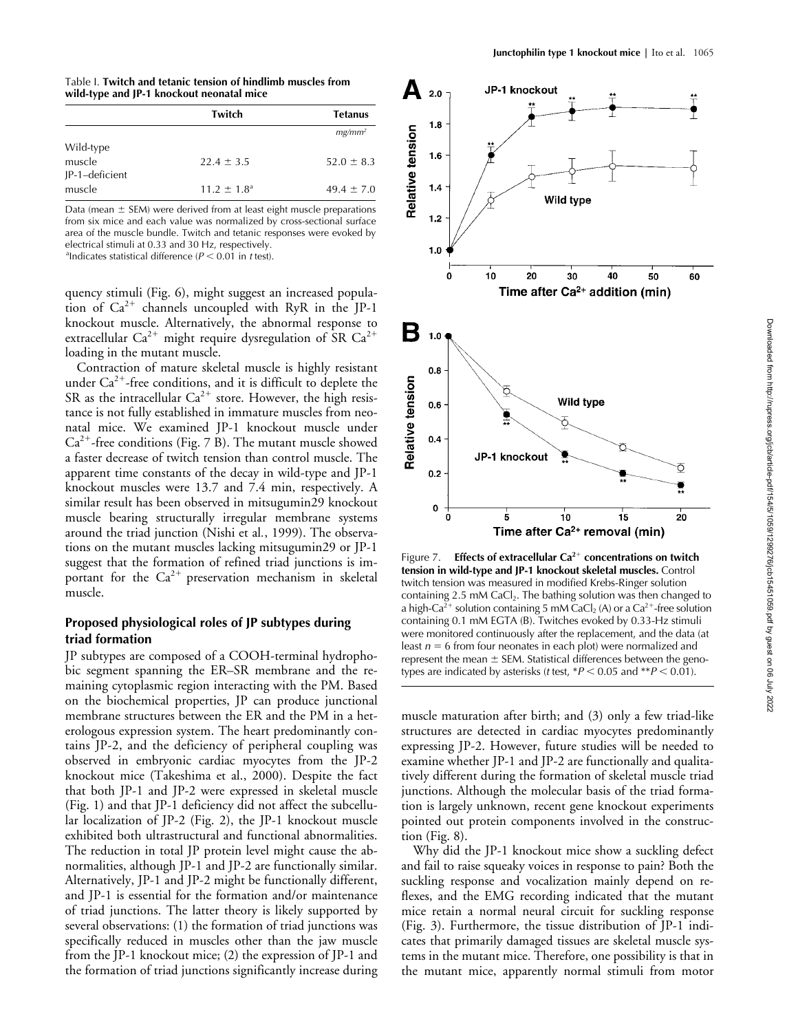Table I. **Twitch and tetanic tension of hindlimb muscles from wild-type and JP-1 knockout neonatal mice**

| | Twitch | Tetanus |
|---|---|---|
| | | $mg/mm^2$ |
| Wild-type muscle | 22.4 ± 3.5 | 52.0 ± 8.3 |
| JP-1–deficient muscle | 11.2 ± 1.8[a] | 49.4 ± 7.0 |

Data (mean ± SEM) were derived from at least eight muscle preparations from six mice and each value was normalized by cross-sectional surface area of the muscle bundle. Twitch and tetanic responses were evoked by electrical stimuli at 0.33 and 30 Hz, respectively.
[a]Indicates statistical difference ($P < 0.01$ in $t$ test).

quency stimuli (Fig. 6), might suggest an increased population of $Ca^{2+}$ channels uncoupled with RyR in the JP-1 knockout muscle. Alternatively, the abnormal response to extracellular $Ca^{2+}$ might require dysregulation of SR $Ca^{2+}$ loading in the mutant muscle.

Contraction of mature skeletal muscle is highly resistant under $Ca^{2+}$-free conditions, and it is difficult to deplete the SR as the intracellular $Ca^{2+}$ store. However, the high resistance is not fully established in immature muscles from neonatal mice. We examined JP-1 knockout muscle under $Ca^{2+}$-free conditions (Fig. 7 B). The mutant muscle showed a faster decrease of twitch tension than control muscle. The apparent time constants of the decay in wild-type and JP-1 knockout muscles were 13.7 and 7.4 min, respectively. A similar result has been observed in mitsugumin29 knockout muscle bearing structurally irregular membrane systems around the triad junction (Nishi et al., 1999). The observations on the mutant muscles lacking mitsugumin29 or JP-1 suggest that the formation of refined triad junctions is important for the $Ca^{2+}$ preservation mechanism in skeletal muscle.

### Proposed physiological roles of JP subtypes during triad formation

JP subtypes are composed of a COOH-terminal hydrophobic segment spanning the ER–SR membrane and the remaining cytoplasmic region interacting with the PM. Based on the biochemical properties, JP can produce junctional membrane structures between the ER and the PM in a heterologous expression system. The heart predominantly contains JP-2, and the deficiency of peripheral coupling was observed in embryonic cardiac myocytes from the JP-2 knockout mice (Takeshima et al., 2000). Despite the fact that both JP-1 and JP-2 were expressed in skeletal muscle (Fig. 1) and that JP-1 deficiency did not affect the subcellular localization of JP-2 (Fig. 2), the JP-1 knockout muscle exhibited both ultrastructural and functional abnormalities. The reduction in total JP protein level might cause the abnormalities, although JP-1 and JP-2 are functionally similar. Alternatively, JP-1 and JP-2 might be functionally different, and JP-1 is essential for the formation and/or maintenance of triad junctions. The latter theory is likely supported by several observations: (1) the formation of triad junctions was specifically reduced in muscles other than the jaw muscle from the JP-1 knockout mice; (2) the expression of JP-1 and the formation of triad junctions significantly increase during

**Figure 7. Effects of extracellular $Ca^{2+}$ concentrations on twitch tension in wild-type and JP-1 knockout skeletal muscles.** Control twitch tension was measured in modified Krebs-Ringer solution containing 2.5 mM $CaCl_2$. The bathing solution was then changed to a high-$Ca^{2+}$ solution containing 5 mM $CaCl_2$ (A) or a $Ca^{2+}$-free solution containing 0.1 mM EGTA (B). Twitches evoked by 0.33-Hz stimuli were monitored continuously after the replacement, and the data (at least $n = 6$ from four neonates in each plot) were normalized and represent the mean ± SEM. Statistical differences between the genotypes are indicated by asterisks ($t$ test, $*P < 0.05$ and $**P < 0.01$).

muscle maturation after birth; and (3) only a few triad-like structures are detected in cardiac myocytes predominantly expressing JP-2. However, future studies will be needed to examine whether JP-1 and JP-2 are functionally and qualitatively different during the formation of skeletal muscle triad junctions. Although the molecular basis of the triad formation is largely unknown, recent gene knockout experiments pointed out protein components involved in the construction (Fig. 8).

Why did the JP-1 knockout mice show a suckling defect and fail to raise squeaky voices in response to pain? Both the suckling response and vocalization mainly depend on reflexes, and the EMG recording indicated that the mutant mice retain a normal neural circuit for suckling response (Fig. 3). Furthermore, the tissue distribution of JP-1 indicates that primarily damaged tissues are skeletal muscle systems in the mutant mice. Therefore, one possibility is that in the mutant mice, apparently normal stimuli from motor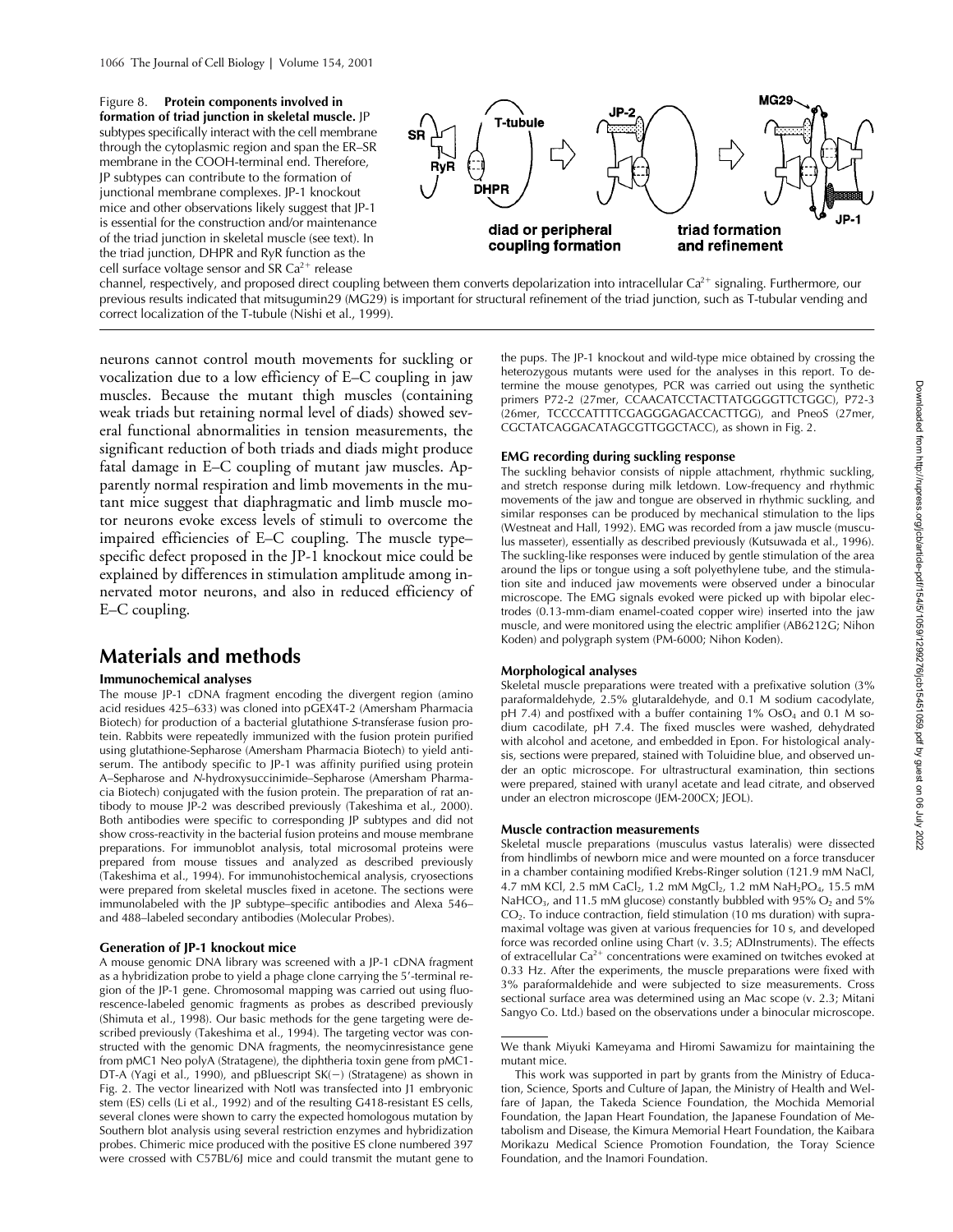Figure 8. **Protein components involved in formation of triad junction in skeletal muscle.** JP subtypes specifically interact with the cell membrane through the cytoplasmic region and span the ER–SR membrane in the COOH-terminal end. Therefore, JP subtypes can contribute to the formation of junctional membrane complexes. JP-1 knockout mice and other observations likely suggest that JP-1 is essential for the construction and/or maintenance of the triad junction in skeletal muscle (see text). In the triad junction, DHPR and RyR function as the cell surface voltage sensor and SR $Ca^{2+}$ release channel, respectively, and proposed direct coupling between them converts depolarization into intracellular $Ca^{2+}$ signaling. Furthermore, our previous results indicated that mitsugumin29 (MG29) is important for structural refinement of the triad junction, such as T-tubular vending and correct localization of the T-tubule (Nishi et al., 1999).

neurons cannot control mouth movements for suckling or vocalization due to a low efficiency of E–C coupling in jaw muscles. Because the mutant thigh muscles (containing weak triads but retaining normal level of diads) showed several functional abnormalities in tension measurements, the significant reduction of both triads and diads might produce fatal damage in E–C coupling of mutant jaw muscles. Apparently normal respiration and limb movements in the mutant mice suggest that diaphragmatic and limb muscle motor neurons evoke excess levels of stimuli to overcome the impaired efficiencies of E–C coupling. The muscle type–specific defect proposed in the JP-1 knockout mice could be explained by differences in stimulation amplitude among innervated motor neurons, and also in reduced efficiency of E–C coupling.

# Materials and methods

### Immunochemical analyses

The mouse JP-1 cDNA fragment encoding the divergent region (amino acid residues 425–633) was cloned into pGEX4T-2 (Amersham Pharmacia Biotech) for production of a bacterial glutathione *S*-transferase fusion protein. Rabbits were repeatedly immunized with the fusion protein purified using glutathione-Sepharose (Amersham Pharmacia Biotech) to yield antiserum. The antibody specific to JP-1 was affinity purified using protein A–Sepharose and *N*-hydroxysuccinimide–Sepharose (Amersham Pharmacia Biotech) conjugated with the fusion protein. The preparation of rat antibody to mouse JP-2 was described previously (Takeshima et al., 2000). Both antibodies were specific to corresponding JP subtypes and did not show cross-reactivity in the bacterial fusion proteins and mouse membrane preparations. For immunoblot analysis, total microsomal proteins were prepared from mouse tissues and analyzed as described previously (Takeshima et al., 1994). For immunohistochemical analysis, cryosections were prepared from skeletal muscles fixed in acetone. The sections were immunolabeled with the JP subtype–specific antibodies and Alexa 546– and 488–labeled secondary antibodies (Molecular Probes).

### Generation of JP-1 knockout mice

A mouse genomic DNA library was screened with a JP-1 cDNA fragment as a hybridization probe to yield a phage clone carrying the 5′-terminal region of the JP-1 gene. Chromosomal mapping was carried out using fluorescence-labeled genomic fragments as probes as described previously (Shimuta et al., 1998). Our basic methods for the gene targeting were described previously (Takeshima et al., 1994). The targeting vector was constructed with the genomic DNA fragments, the neomycinresistance gene from pMC1 Neo polyA (Stratagene), the diphtheria toxin gene from pMC1-DT-A (Yagi et al., 1990), and pBluescript SK(−) (Stratagene) as shown in Fig. 2. The vector linearized with NotI was transfected into J1 embryonic stem (ES) cells (Li et al., 1992) and of the resulting G418-resistant ES cells, several clones were shown to carry the expected homologous mutation by Southern blot analysis using several restriction enzymes and hybridization probes. Chimeric mice produced with the positive ES clone numbered 397 were crossed with C57BL/6J mice and could transmit the mutant gene to the pups. The JP-1 knockout and wild-type mice obtained by crossing the heterozygous mutants were used for the analyses in this report. To determine the mouse genotypes, PCR was carried out using the synthetic primers P72-2 (27mer, CCAACATCCTACTTATGGGGTTCTGGC), P72-3 (26mer, TCCCCATTTTCGAGGGAGACCACTTGG), and PneoS (27mer, CGCTATCAGGACATAGCGTTGGCTACC), as shown in Fig. 2.

### EMG recording during suckling response

The suckling behavior consists of nipple attachment, rhythmic suckling, and stretch response during milk letdown. Low-frequency and rhythmic movements of the jaw and tongue are observed in rhythmic suckling, and similar responses can be produced by mechanical stimulation to the lips (Westneat and Hall, 1992). EMG was recorded from a jaw muscle (musculus masseter), essentially as described previously (Kutsuwada et al., 1996). The suckling-like responses were induced by gentle stimulation of the area around the lips or tongue using a soft polyethylene tube, and the stimulation site and induced jaw movements were observed under a binocular microscope. The EMG signals evoked were picked up with bipolar electrodes (0.13-mm-diam enamel-coated copper wire) inserted into the jaw muscle, and were monitored using the electric amplifier (AB6212G; Nihon Koden) and polygraph system (PM-6000; Nihon Koden).

### Morphological analyses

Skeletal muscle preparations were treated with a prefixative solution (3% paraformaldehyde, 2.5% glutaraldehyde, and 0.1 M sodium cacodylate, pH 7.4) and postfixed with a buffer containing 1% $OsO_4$ and 0.1 M sodium cacodilate, pH 7.4. The fixed muscles were washed, dehydrated with alcohol and acetone, and embedded in Epon. For histological analysis, sections were prepared, stained with Toluidine blue, and observed under an optic microscope. For ultrastructural examination, thin sections were prepared, stained with uranyl acetate and lead citrate, and observed under an electron microscope (JEM-200CX; JEOL).

### Muscle contraction measurements

Skeletal muscle preparations (musculus vastus lateralis) were dissected from hindlimbs of newborn mice and were mounted on a force transducer in a chamber containing modified Krebs-Ringer solution (121.9 mM NaCl, 4.7 mM KCl, 2.5 mM $CaCl_2$, 1.2 mM $MgCl_2$, 1.2 mM $NaH_2PO_4$, 15.5 mM $NaHCO_3$, and 11.5 mM glucose) constantly bubbled with 95% $O_2$ and 5% $CO_2$. To induce contraction, field stimulation (10 ms duration) with supramaximal voltage was given at various frequencies for 10 s, and developed force was recorded online using Chart (v. 3.5; ADInstruments). The effects of extracellular $Ca^{2+}$ concentrations were examined on twitches evoked at 0.33 Hz. After the experiments, the muscle preparations were fixed with 3% paraformaldehide and were subjected to size measurements. Cross sectional surface area was determined using an Mac scope (v. 2.3; Mitani Sangyo Co. Ltd.) based on the observations under a binocular microscope.

We thank Miyuki Kameyama and Hiromi Sawamizu for maintaining the mutant mice.

This work was supported in part by grants from the Ministry of Education, Science, Sports and Culture of Japan, the Ministry of Health and Welfare of Japan, the Takeda Science Foundation, the Mochida Memorial Foundation, the Japan Heart Foundation, the Japanese Foundation of Metabolism and Disease, the Kimura Memorial Heart Foundation, the Kaibara Morikazu Medical Science Promotion Foundation, the Toray Science Foundation, and the Inamori Foundation.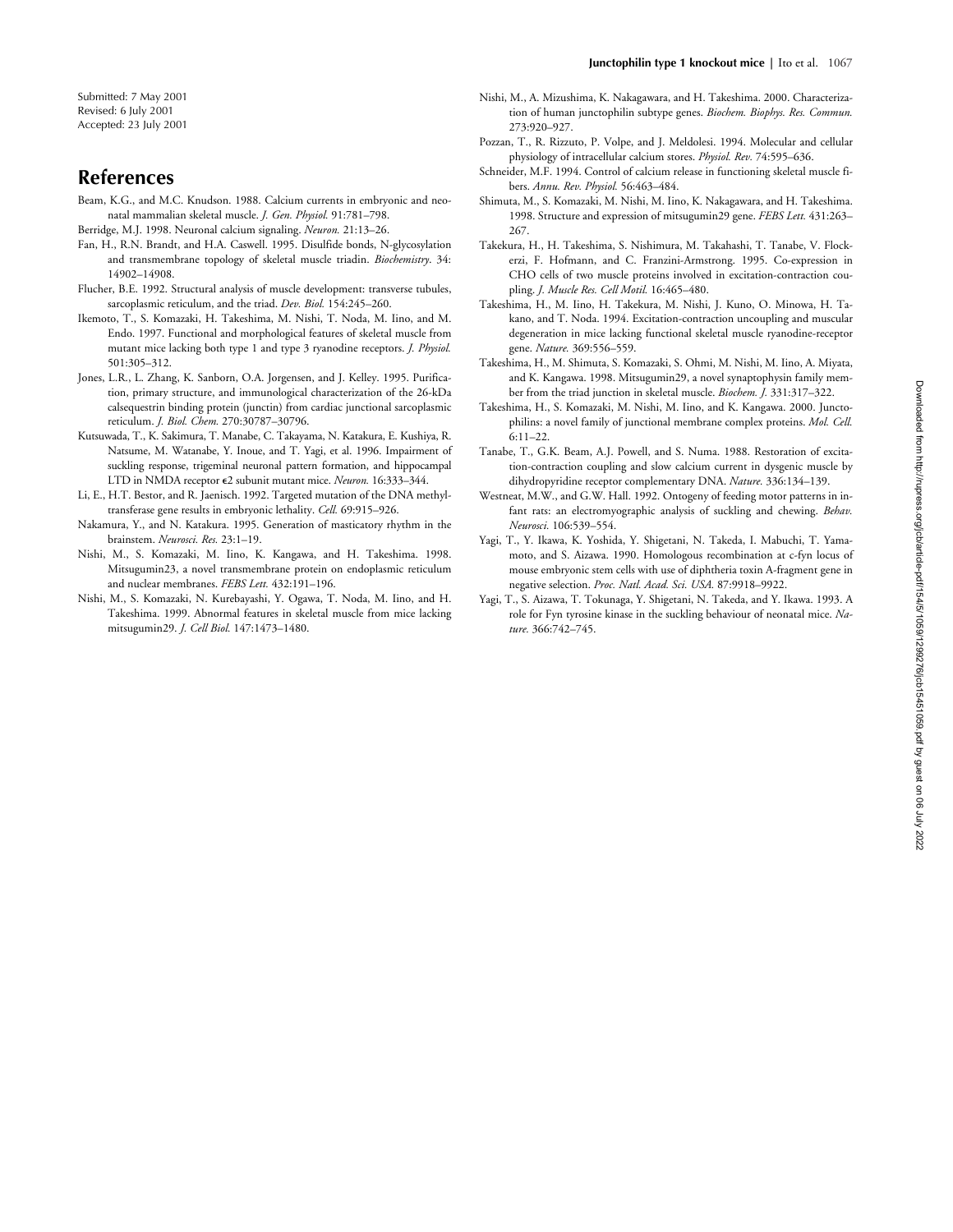Submitted: 7 May 2001
Revised: 6 July 2001
Accepted: 23 July 2001

## References

Beam, K.G., and M.C. Knudson. 1988. Calcium currents in embryonic and neonatal mammalian skeletal muscle. *J. Gen. Physiol.* 91:781–798.

Berridge, M.J. 1998. Neuronal calcium signaling. *Neuron.* 21:13–26.

Fan, H., R.N. Brandt, and H.A. Caswell. 1995. Disulfide bonds, N-glycosylation and transmembrane topology of skeletal muscle triadin. *Biochemistry.* 34: 14902–14908.

Flucher, B.E. 1992. Structural analysis of muscle development: transverse tubules, sarcoplasmic reticulum, and the triad. *Dev. Biol.* 154:245–260.

Ikemoto, T., S. Komazaki, H. Takeshima, M. Nishi, T. Noda, M. Iino, and M. Endo. 1997. Functional and morphological features of skeletal muscle from mutant mice lacking both type 1 and type 3 ryanodine receptors. *J. Physiol.* 501:305–312.

Jones, L.R., L. Zhang, K. Sanborn, O.A. Jorgensen, and J. Kelley. 1995. Purification, primary structure, and immunological characterization of the 26-kDa calsequestrin binding protein (junctin) from cardiac junctional sarcoplasmic reticulum. *J. Biol. Chem.* 270:30787–30796.

Kutsuwada, T., K. Sakimura, T. Manabe, C. Takayama, N. Katakura, E. Kushiya, R. Natsume, M. Watanabe, Y. Inoue, and T. Yagi, et al. 1996. Impairment of suckling response, trigeminal neuronal pattern formation, and hippocampal LTD in NMDA receptor ϵ2 subunit mutant mice. *Neuron.* 16:333–344.

Li, E., H.T. Bestor, and R. Jaenisch. 1992. Targeted mutation of the DNA methyltransferase gene results in embryonic lethality. *Cell.* 69:915–926.

Nakamura, Y., and N. Katakura. 1995. Generation of masticatory rhythm in the brainstem. *Neurosci. Res.* 23:1–19.

Nishi, M., S. Komazaki, M. Iino, K. Kangawa, and H. Takeshima. 1998. Mitsugumin23, a novel transmembrane protein on endoplasmic reticulum and nuclear membranes. *FEBS Lett.* 432:191–196.

Nishi, M., S. Komazaki, N. Kurebayashi, Y. Ogawa, T. Noda, M. Iino, and H. Takeshima. 1999. Abnormal features in skeletal muscle from mice lacking mitsugumin29. *J. Cell Biol.* 147:1473–1480.

Nishi, M., A. Mizushima, K. Nakagawara, and H. Takeshima. 2000. Characterization of human junctophilin subtype genes. *Biochem. Biophys. Res. Commun.* 273:920–927.

Pozzan, T., R. Rizzuto, P. Volpe, and J. Meldolesi. 1994. Molecular and cellular physiology of intracellular calcium stores. *Physiol. Rev.* 74:595–636.

Schneider, M.F. 1994. Control of calcium release in functioning skeletal muscle fibers. *Annu. Rev. Physiol.* 56:463–484.

Shimuta, M., S. Komazaki, M. Nishi, M. Iino, K. Nakagawara, and H. Takeshima. 1998. Structure and expression of mitsugumin29 gene. *FEBS Lett.* 431:263–267.

Takekura, H., H. Takeshima, S. Nishimura, M. Takahashi, T. Tanabe, V. Flockerzi, F. Hofmann, and C. Franzini-Armstrong. 1995. Co-expression in CHO cells of two muscle proteins involved in excitation-contraction coupling. *J. Muscle Res. Cell Motil.* 16:465–480.

Takeshima, H., M. Iino, H. Takekura, M. Nishi, J. Kuno, O. Minowa, H. Takano, and T. Noda. 1994. Excitation-contraction uncoupling and muscular degeneration in mice lacking functional skeletal muscle ryanodine-receptor gene. *Nature.* 369:556–559.

Takeshima, H., M. Shimuta, S. Komazaki, S. Ohmi, M. Nishi, M. Iino, A. Miyata, and K. Kangawa. 1998. Mitsugumin29, a novel synaptophysin family member from the triad junction in skeletal muscle. *Biochem. J.* 331:317–322.

Takeshima, H., S. Komazaki, M. Nishi, M. Iino, and K. Kangawa. 2000. Junctophilins: a novel family of junctional membrane complex proteins. *Mol. Cell.* 6:11–22.

Tanabe, T., G.K. Beam, A.J. Powell, and S. Numa. 1988. Restoration of excitation-contraction coupling and slow calcium current in dysgenic muscle by dihydropyridine receptor complementary DNA. *Nature.* 336:134–139.

Westneat, M.W., and G.W. Hall. 1992. Ontogeny of feeding motor patterns in infant rats: an electromyographic analysis of suckling and chewing. *Behav. Neurosci.* 106:539–554.

Yagi, T., Y. Ikawa, K. Yoshida, Y. Shigetani, N. Takeda, I. Mabuchi, T. Yamamoto, and S. Aizawa. 1990. Homologous recombination at c-fyn locus of mouse embryonic stem cells with use of diphtheria toxin A-fragment gene in negative selection. *Proc. Natl. Acad. Sci. USA.* 87:9918–9922.

Yagi, T., S. Aizawa, T. Tokunaga, Y. Shigetani, N. Takeda, and Y. Ikawa. 1993. A role for Fyn tyrosine kinase in the suckling behaviour of neonatal mice. *Nature.* 366:742–745.